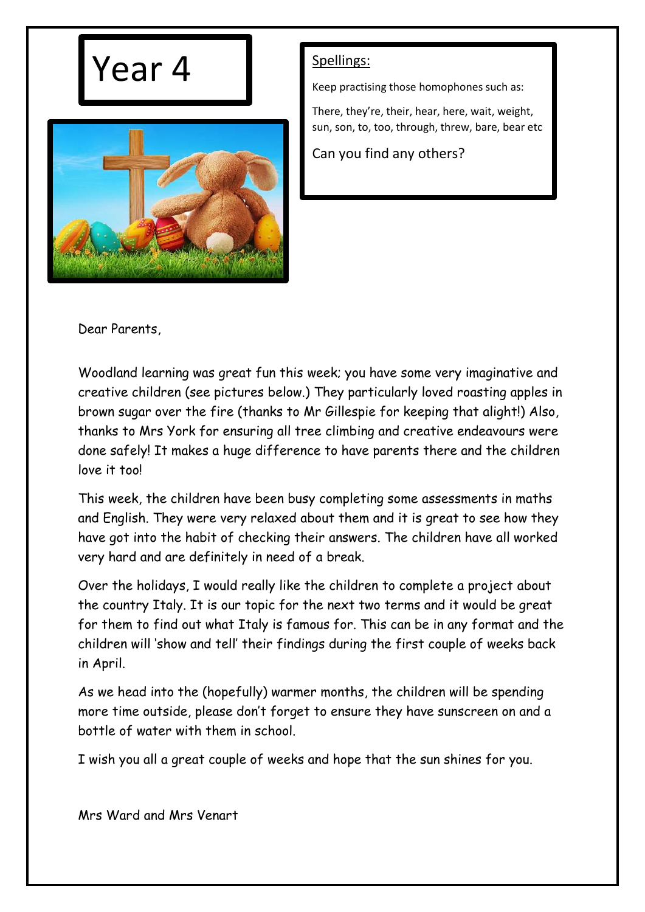# Year 4

## Spellings:

Keep practising those homophones such as:

There, they're, their, hear, here, wait, weight, sun, son, to, too, through, threw, bare, bear etc

Can you find any others?

Dear Parents,

Woodland learning was great fun this week; you have some very imaginative and creative children (see pictures below.) They particularly loved roasting apples in brown sugar over the fire (thanks to Mr Gillespie for keeping that alight!) Also, thanks to Mrs York for ensuring all tree climbing and creative endeavours were done safely! It makes a huge difference to have parents there and the children love it too!

This week, the children have been busy completing some assessments in maths and English. They were very relaxed about them and it is great to see how they have got into the habit of checking their answers. The children have all worked very hard and are definitely in need of a break.

Over the holidays, I would really like the children to complete a project about the country Italy. It is our topic for the next two terms and it would be great for them to find out what Italy is famous for. This can be in any format and the children will 'show and tell' their findings during the first couple of weeks back in April.

As we head into the (hopefully) warmer months, the children will be spending more time outside, please don't forget to ensure they have sunscreen on and a bottle of water with them in school.

I wish you all a great couple of weeks and hope that the sun shines for you.

Mrs Ward and Mrs Venart